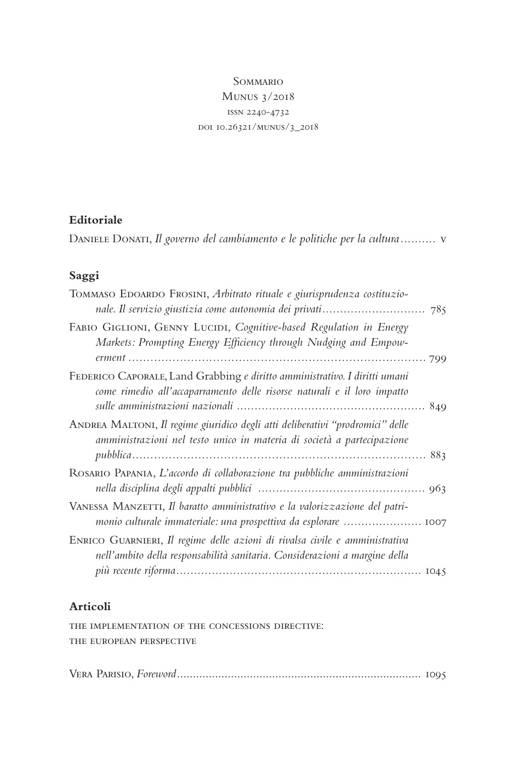# Sommario

Munus 3/2018

issn 2240-4732

doi 10.26321/munus/3_2018

## Editoriale

Daniele Donati, *Il governo del cambiamento e le politiche per la cultura* .......... v

## Saggi

Tommaso Edoardo Frosini, *Arbitrato rituale e giurisprudenza costituzionale. Il servizio giustizia come autonomia dei privati* .............................. 785

Fabio Giglioni, Genny Lucidi, *Cognitive-based Regulation in Energy Markets: Prompting Energy Efficiency through Nudging and Empowerment* .......................................................................... 799

Federico Caporale, Land Grabbing *e diritto amministrativo. I diritti umani come rimedio all'accaparramento delle risorse naturali e il loro impatto sulle amministrazioni nazionali* .................................................... 849

Andrea Maltoni, *Il regime giuridico degli atti deliberativi "prodromici" delle amministrazioni nel testo unico in materia di società a partecipazione pubblica* .......................................................................... 883

Rosario Papania, *L'accordo di collaborazione tra pubbliche amministrazioni nella disciplina degli appalti pubblici* .............................................. 963

Vanessa Manzetti, *Il baratto amministrativo e la valorizzazione del patrimonio culturale immateriale: una prospettiva da esplorare* ...................... 1007

Enrico Guarnieri, *Il regime delle azioni di rivalsa civile e amministrativa nell'ambito della responsabilità sanitaria. Considerazioni a margine della più recente riforma* .................................................................... 1045

## Articoli

the implementation of the concessions directive:
the european perspective

Vera Parisio, *Foreword* .......................................................................... 1095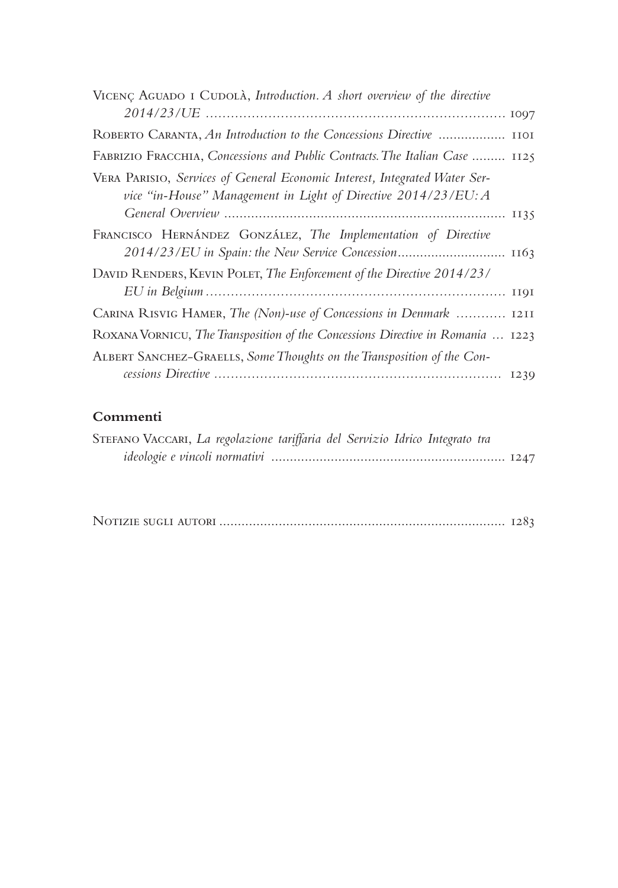Vicenç Aguado i Cudolà, *Introduction. A short overview of the directive 2014/23/UE* ........ 1097

Roberto Caranta, *An Introduction to the Concessions Directive* ........ 1101

Fabrizio Fracchia, *Concessions and Public Contracts. The Italian Case* ........ 1125

Vera Parisio, *Services of General Economic Interest, Integrated Water Service "in-House" Management in Light of Directive 2014/23/EU: A General Overview* ........ 1135

Francisco Hernández González, *The Implementation of Directive 2014/23/EU in Spain: the New Service Concession* ........ 1163

David Renders, Kevin Polet, *The Enforcement of the Directive 2014/23/EU in Belgium* ........ 1191

Carina Risvig Hamer, *The (Non)-use of Concessions in Denmark* ........ 1211

Roxana Vornicu, *The Transposition of the Concessions Directive in Romania* ... 1223

Albert Sanchez-Graells, *Some Thoughts on the Transposition of the Concessions Directive* ........ 1239

## Commenti

Stefano Vaccari, *La regolazione tariffaria del Servizio Idrico Integrato tra ideologie e vincoli normativi* ........ 1247

Notizie sugli autori ........ 1283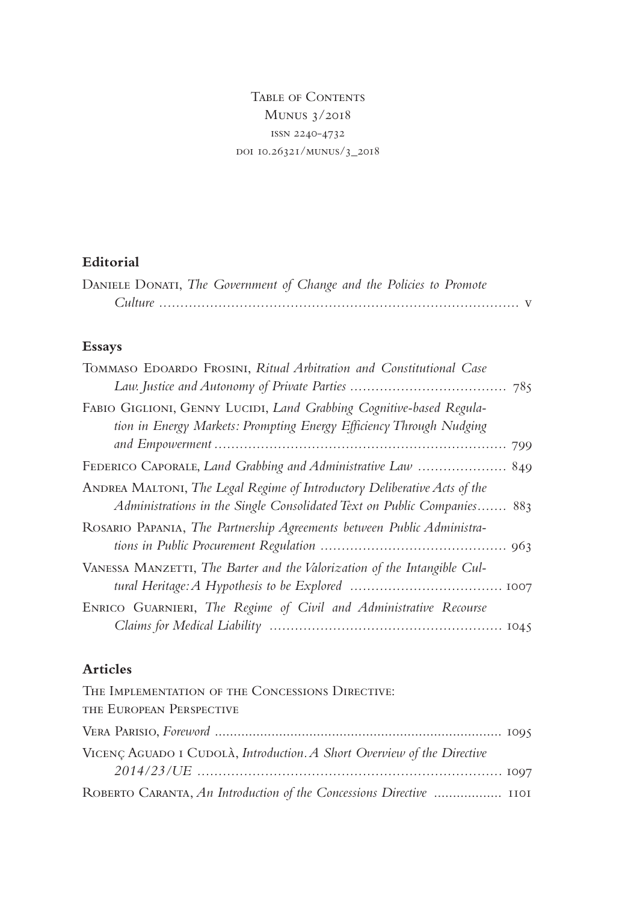Table of Contents
Munus 3/2018
issn 2240-4732
doi 10.26321/munus/3_2018

## Editorial

Daniele Donati, *The Government of Change and the Policies to Promote Culture* ........ v

## Essays

Tommaso Edoardo Frosini, *Ritual Arbitration and Constitutional Case Law. Justice and Autonomy of Private Parties* ........ 785

Fabio Giglioni, Genny Lucidi, *Land Grabbing Cognitive-based Regulation in Energy Markets: Prompting Energy Efficiency Through Nudging and Empowerment* ........ 799

Federico Caporale, *Land Grabbing and Administrative Law* ........ 849

Andrea Maltoni, *The Legal Regime of Introductory Deliberative Acts of the Administrations in the Single Consolidated Text on Public Companies* ........ 883

Rosario Papania, *The Partnership Agreements between Public Administrations in Public Procurement Regulation* ........ 963

Vanessa Manzetti, *The Barter and the Valorization of the Intangible Cultural Heritage: A Hypothesis to be Explored* ........ 1007

Enrico Guarnieri, *The Regime of Civil and Administrative Recourse Claims for Medical Liability* ........ 1045

## Articles

The Implementation of the Concessions Directive:
the European Perspective

Vera Parisio, *Foreword* ........ 1095

Vicenç Aguado i Cudolà, *Introduction. A Short Overview of the Directive 2014/23/UE* ........ 1097

Roberto Caranta, *An Introduction of the Concessions Directive* ........ 1101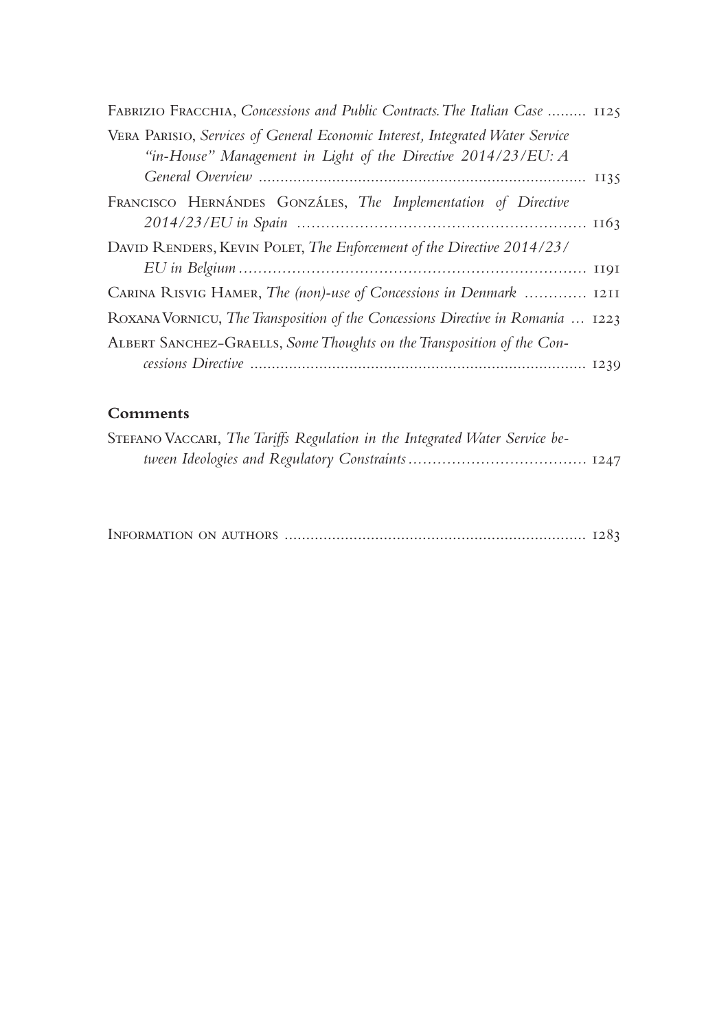Fabrizio Fracchia, *Concessions and Public Contracts. The Italian Case* ......... 1125

Vera Parisio, *Services of General Economic Interest, Integrated Water Service "in-House" Management in Light of the Directive 2014/23/EU: A General Overview* ......... 1135

Francisco Hernándes Gonzáles, *The Implementation of Directive 2014/23/EU in Spain* ......... 1163

David Renders, Kevin Polet, *The Enforcement of the Directive 2014/23/EU in Belgium* ......... 1191

Carina Risvig Hamer, *The (non)-use of Concessions in Denmark* ......... 1211

Roxana Vornicu, *The Transposition of the Concessions Directive in Romania* ... 1223

Albert Sanchez-Graells, *Some Thoughts on the Transposition of the Concessions Directive* ......... 1239

## Comments

Stefano Vaccari, *The Tariffs Regulation in the Integrated Water Service between Ideologies and Regulatory Constraints* ......... 1247

Information on authors ......... 1283